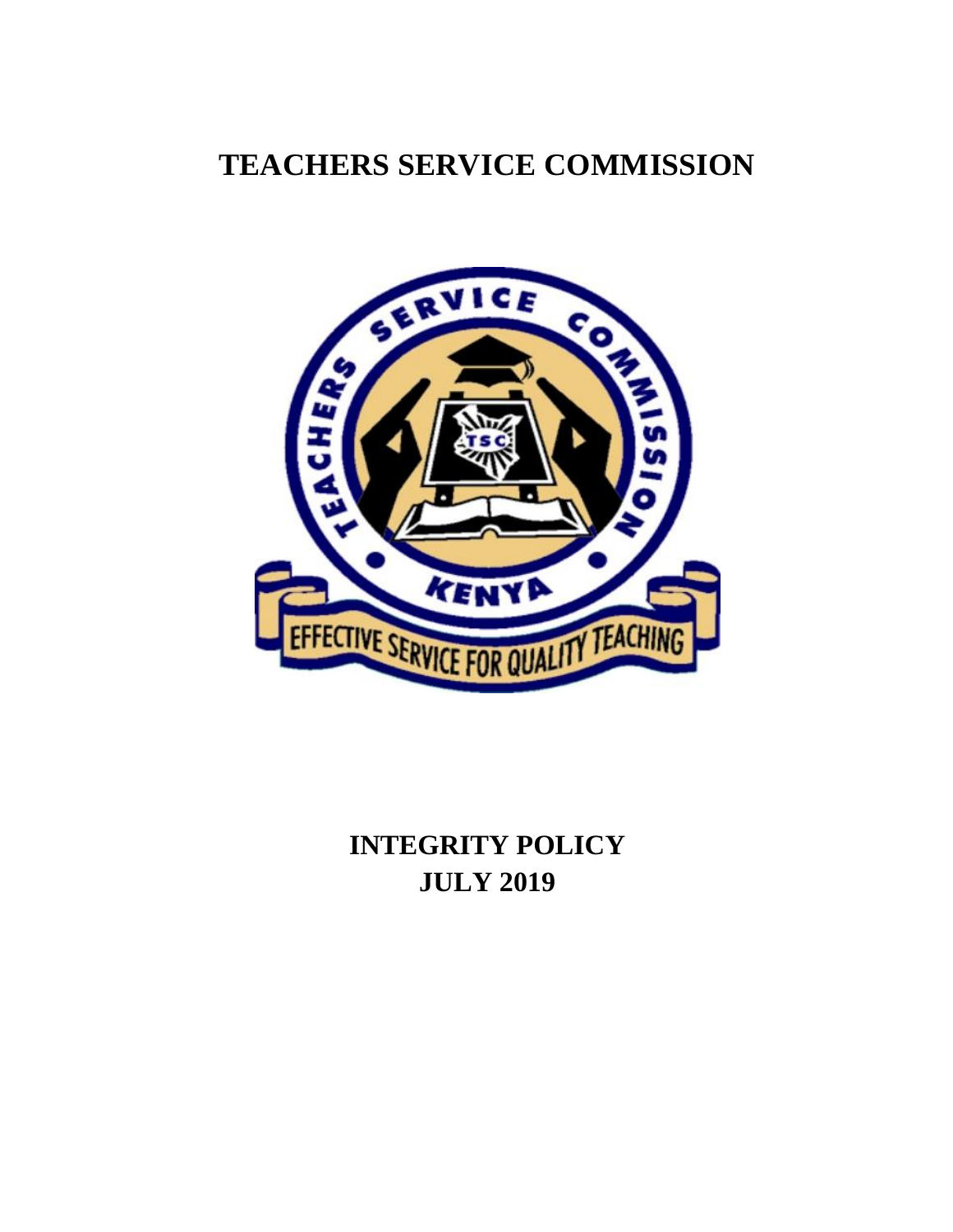# TEACHERS SERVICE COMMISSION

# INTEGRITY POLICY
# JULY 2019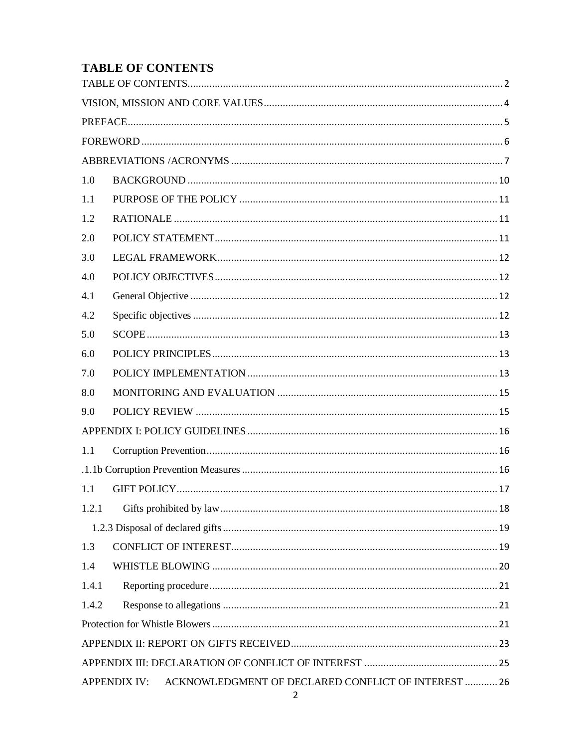# TABLE OF CONTENTS

TABLE OF CONTENTS ........ 2

VISION, MISSION AND CORE VALUES ........ 4

PREFACE ........ 5

FOREWORD ........ 6

ABBREVIATIONS /ACRONYMS ........ 7

1.0 BACKGROUND ........ 10

1.1 PURPOSE OF THE POLICY ........ 11

1.2 RATIONALE ........ 11

2.0 POLICY STATEMENT ........ 11

3.0 LEGAL FRAMEWORK ........ 12

4.0 POLICY OBJECTIVES ........ 12

4.1 General Objective ........ 12

4.2 Specific objectives ........ 12

5.0 SCOPE ........ 13

6.0 POLICY PRINCIPLES ........ 13

7.0 POLICY IMPLEMENTATION ........ 13

8.0 MONITORING AND EVALUATION ........ 15

9.0 POLICY REVIEW ........ 15

APPENDIX I: POLICY GUIDELINES ........ 16

1.1 Corruption Prevention ........ 16

.1.1b Corruption Prevention Measures ........ 16

1.1 GIFT POLICY ........ 17

1.2.1 Gifts prohibited by law ........ 18

1.2.3 Disposal of declared gifts ........ 19

1.3 CONFLICT OF INTEREST ........ 19

1.4 WHISTLE BLOWING ........ 20

1.4.1 Reporting procedure ........ 21

1.4.2 Response to allegations ........ 21

Protection for Whistle Blowers ........ 21

APPENDIX II: REPORT ON GIFTS RECEIVED ........ 23

APPENDIX III: DECLARATION OF CONFLICT OF INTEREST ........ 25

APPENDIX IV: ACKNOWLEDGMENT OF DECLARED CONFLICT OF INTEREST ........ 26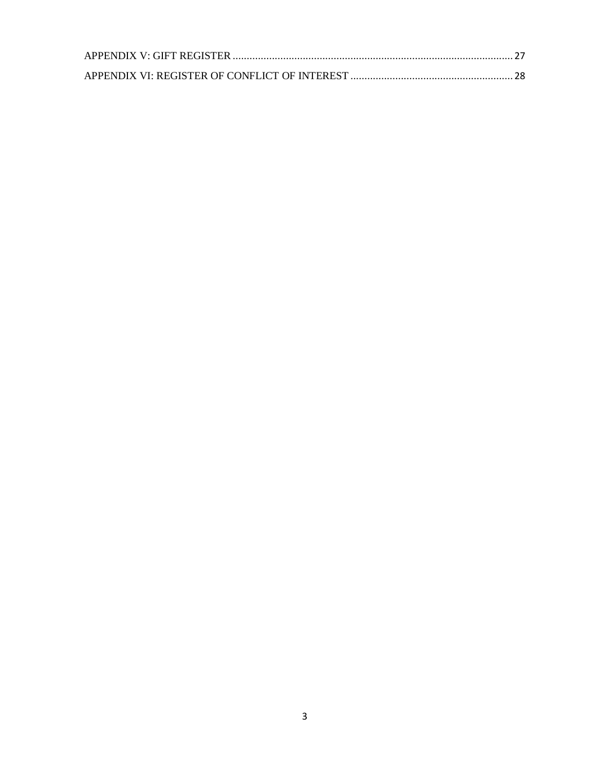APPENDIX V: GIFT REGISTER .................................................................................................... 27

APPENDIX VI: REGISTER OF CONFLICT OF INTEREST ........................................................ 28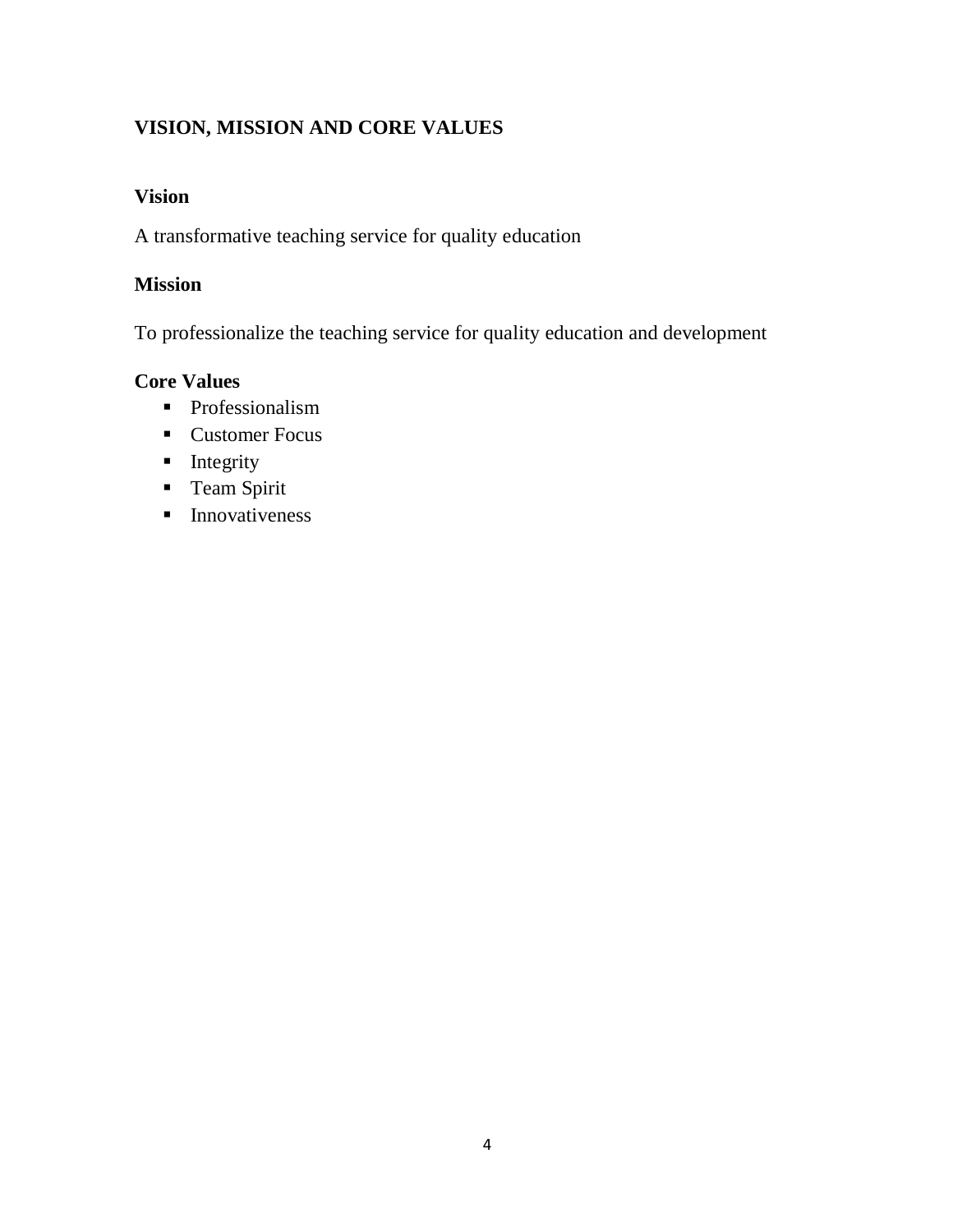## VISION, MISSION AND CORE VALUES

### Vision

A transformative teaching service for quality education

### Mission

To professionalize the teaching service for quality education and development

### Core Values

- Professionalism
- Customer Focus
- Integrity
- Team Spirit
- Innovativeness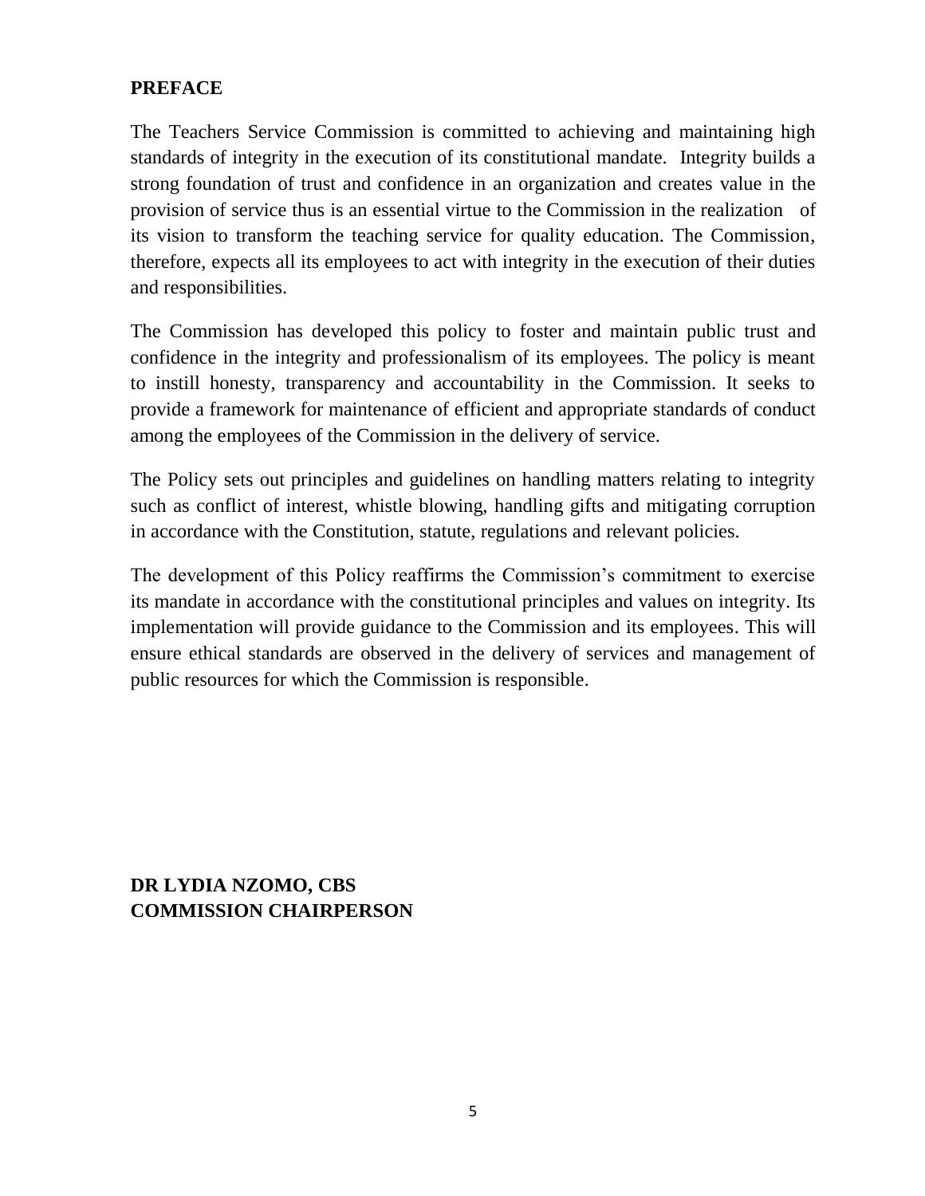## PREFACE

The Teachers Service Commission is committed to achieving and maintaining high standards of integrity in the execution of its constitutional mandate. Integrity builds a strong foundation of trust and confidence in an organization and creates value in the provision of service thus is an essential virtue to the Commission in the realization of its vision to transform the teaching service for quality education. The Commission, therefore, expects all its employees to act with integrity in the execution of their duties and responsibilities.

The Commission has developed this policy to foster and maintain public trust and confidence in the integrity and professionalism of its employees. The policy is meant to instill honesty, transparency and accountability in the Commission. It seeks to provide a framework for maintenance of efficient and appropriate standards of conduct among the employees of the Commission in the delivery of service.

The Policy sets out principles and guidelines on handling matters relating to integrity such as conflict of interest, whistle blowing, handling gifts and mitigating corruption in accordance with the Constitution, statute, regulations and relevant policies.

The development of this Policy reaffirms the Commission's commitment to exercise its mandate in accordance with the constitutional principles and values on integrity. Its implementation will provide guidance to the Commission and its employees. This will ensure ethical standards are observed in the delivery of services and management of public resources for which the Commission is responsible.

**DR LYDIA NZOMO, CBS**
**COMMISSION CHAIRPERSON**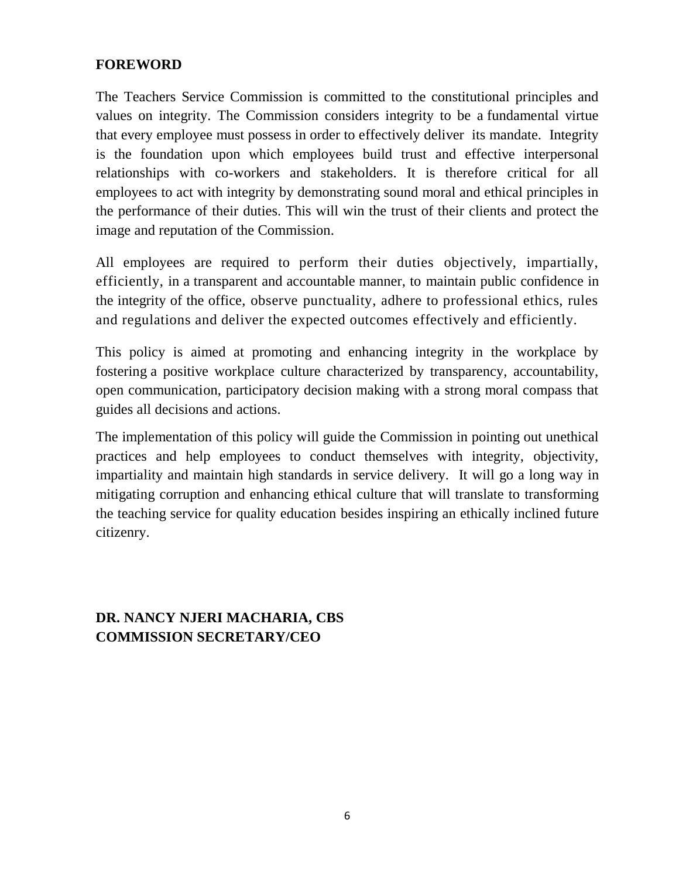## FOREWORD

The Teachers Service Commission is committed to the constitutional principles and values on integrity. The Commission considers integrity to be a fundamental virtue that every employee must possess in order to effectively deliver its mandate. Integrity is the foundation upon which employees build trust and effective interpersonal relationships with co-workers and stakeholders. It is therefore critical for all employees to act with integrity by demonstrating sound moral and ethical principles in the performance of their duties. This will win the trust of their clients and protect the image and reputation of the Commission.

All employees are required to perform their duties objectively, impartially, efficiently, in a transparent and accountable manner, to maintain public confidence in the integrity of the office, observe punctuality, adhere to professional ethics, rules and regulations and deliver the expected outcomes effectively and efficiently.

This policy is aimed at promoting and enhancing integrity in the workplace by fostering a positive workplace culture characterized by transparency, accountability, open communication, participatory decision making with a strong moral compass that guides all decisions and actions.

The implementation of this policy will guide the Commission in pointing out unethical practices and help employees to conduct themselves with integrity, objectivity, impartiality and maintain high standards in service delivery. It will go a long way in mitigating corruption and enhancing ethical culture that will translate to transforming the teaching service for quality education besides inspiring an ethically inclined future citizenry.

**DR. NANCY NJERI MACHARIA, CBS**
**COMMISSION SECRETARY/CEO**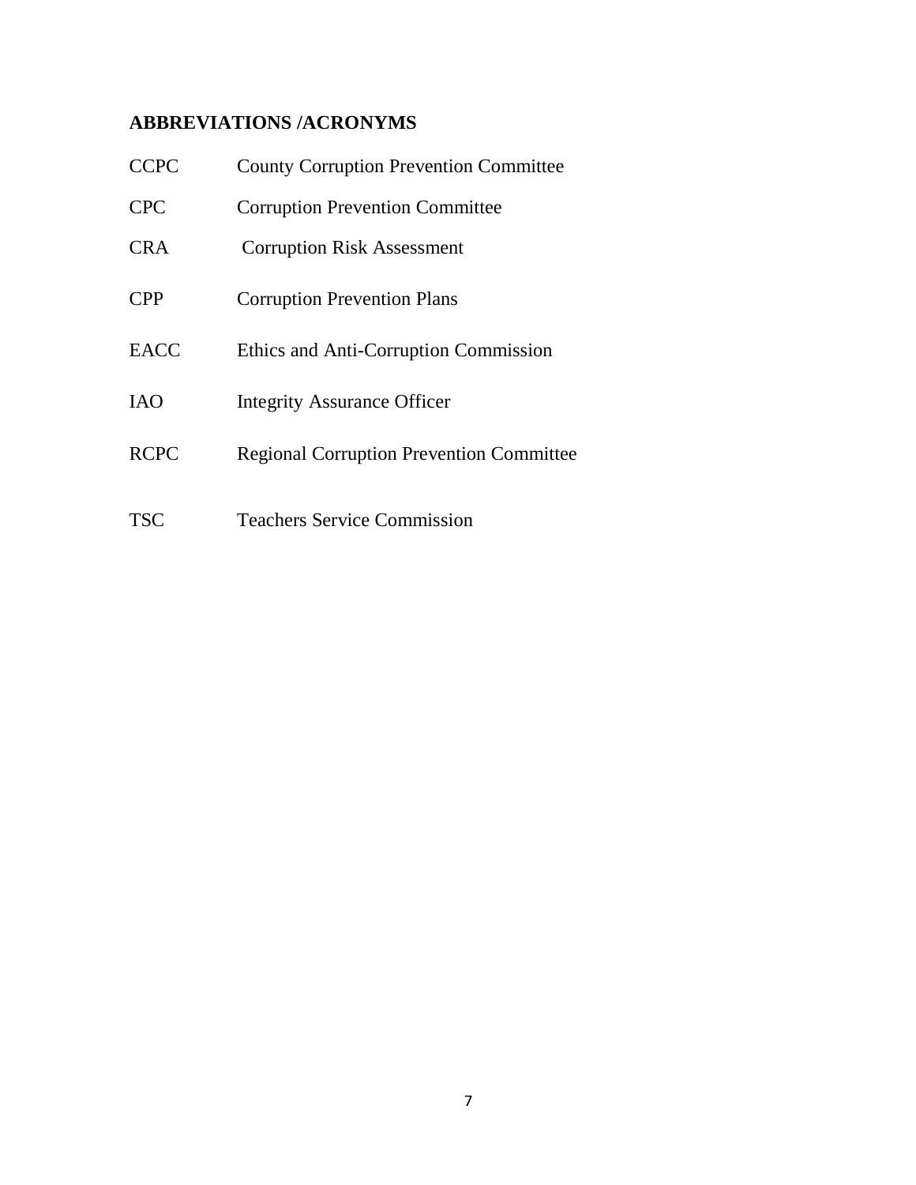## ABBREVIATIONS /ACRONYMS

| | |
|---|---|
| CCPC | County Corruption Prevention Committee |
| CPC | Corruption Prevention Committee |
| CRA | Corruption Risk Assessment |
| CPP | Corruption Prevention Plans |
| EACC | Ethics and Anti-Corruption Commission |
| IAO | Integrity Assurance Officer |
| RCPC | Regional Corruption Prevention Committee |
| TSC | Teachers Service Commission |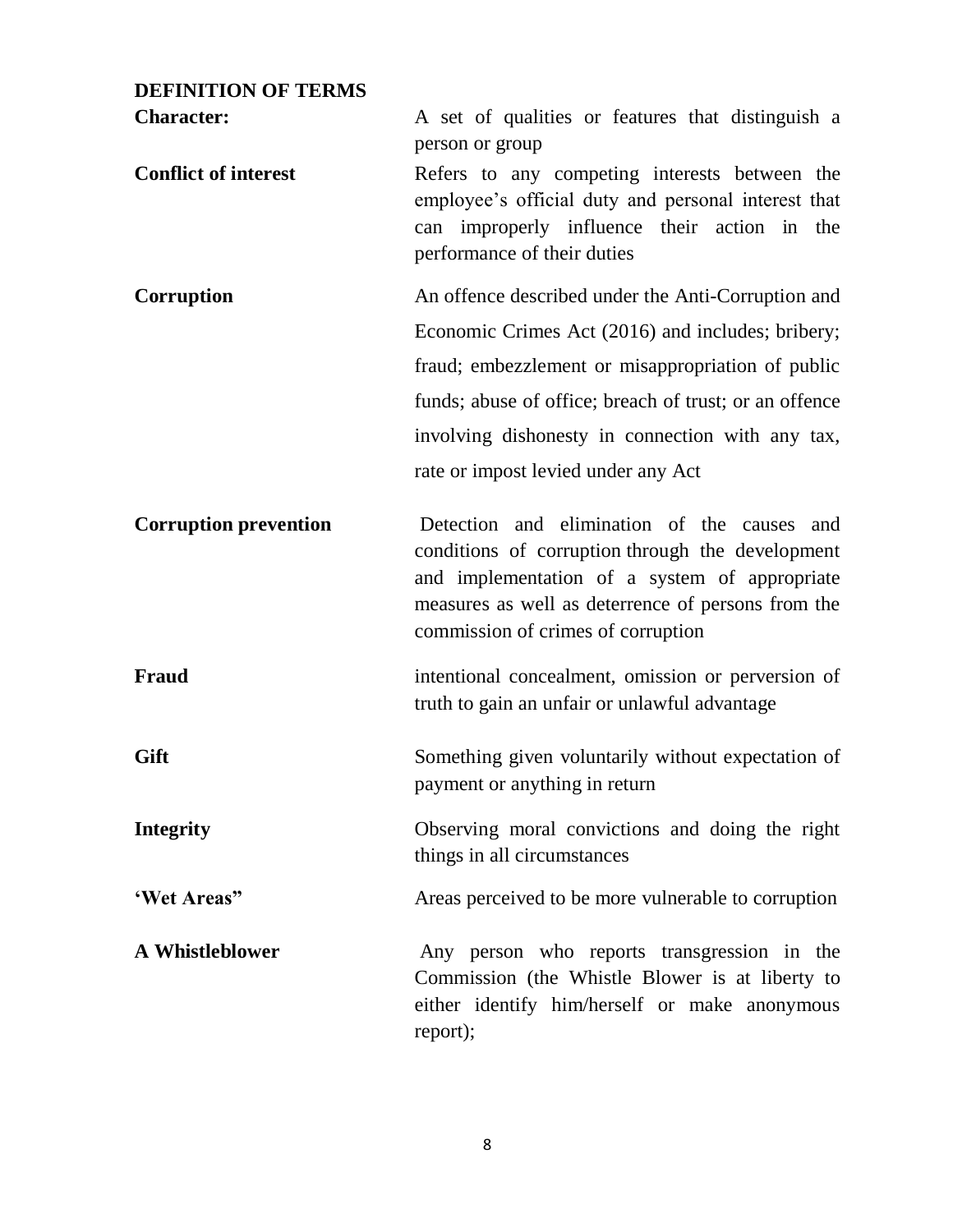## DEFINITION OF TERMS

| | |
|---|---|
| **Character:** | A set of qualities or features that distinguish a person or group |
| **Conflict of interest** | Refers to any competing interests between the employee's official duty and personal interest that can improperly influence their action in the performance of their duties |
| **Corruption** | An offence described under the Anti-Corruption and Economic Crimes Act (2016) and includes; bribery; fraud; embezzlement or misappropriation of public funds; abuse of office; breach of trust; or an offence involving dishonesty in connection with any tax, rate or impost levied under any Act |
| **Corruption prevention** | Detection and elimination of the causes and conditions of corruption through the development and implementation of a system of appropriate measures as well as deterrence of persons from the commission of crimes of corruption |
| **Fraud** | intentional concealment, omission or perversion of truth to gain an unfair or unlawful advantage |
| **Gift** | Something given voluntarily without expectation of payment or anything in return |
| **Integrity** | Observing moral convictions and doing the right things in all circumstances |
| **'Wet Areas"** | Areas perceived to be more vulnerable to corruption |
| **A Whistleblower** | Any person who reports transgression in the Commission (the Whistle Blower is at liberty to either identify him/herself or make anonymous report); |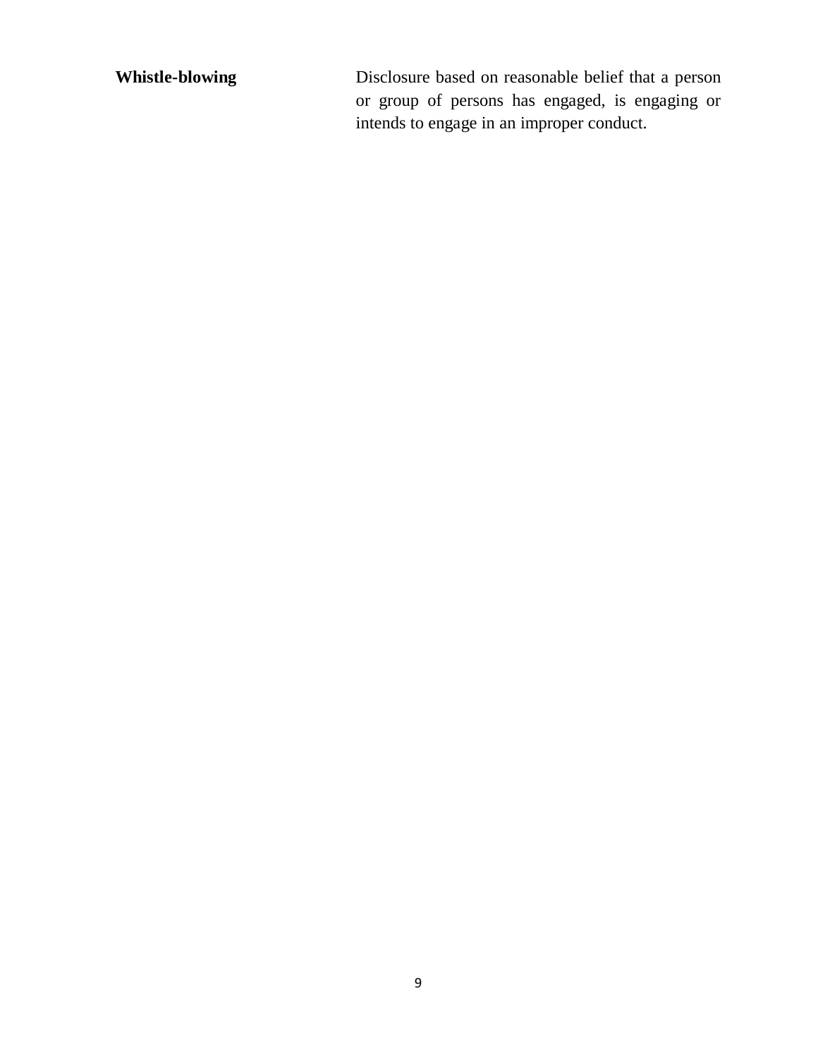| | |
|---|---|
| **Whistle-blowing** | Disclosure based on reasonable belief that a person or group of persons has engaged, is engaging or intends to engage in an improper conduct. |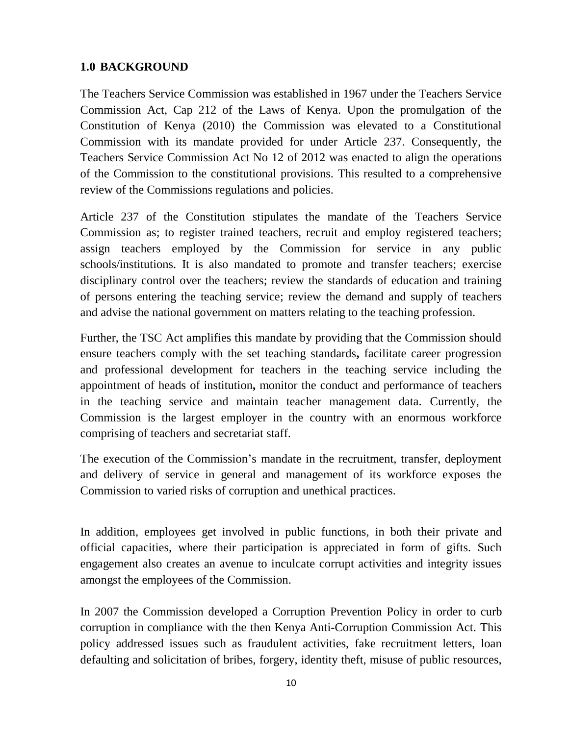## 1.0 BACKGROUND

The Teachers Service Commission was established in 1967 under the Teachers Service Commission Act, Cap 212 of the Laws of Kenya. Upon the promulgation of the Constitution of Kenya (2010) the Commission was elevated to a Constitutional Commission with its mandate provided for under Article 237. Consequently, the Teachers Service Commission Act No 12 of 2012 was enacted to align the operations of the Commission to the constitutional provisions. This resulted to a comprehensive review of the Commissions regulations and policies.

Article 237 of the Constitution stipulates the mandate of the Teachers Service Commission as; to register trained teachers, recruit and employ registered teachers; assign teachers employed by the Commission for service in any public schools/institutions. It is also mandated to promote and transfer teachers; exercise disciplinary control over the teachers; review the standards of education and training of persons entering the teaching service; review the demand and supply of teachers and advise the national government on matters relating to the teaching profession.

Further, the TSC Act amplifies this mandate by providing that the Commission should ensure teachers comply with the set teaching standards**,** facilitate career progression and professional development for teachers in the teaching service including the appointment of heads of institution**,** monitor the conduct and performance of teachers in the teaching service and maintain teacher management data. Currently, the Commission is the largest employer in the country with an enormous workforce comprising of teachers and secretariat staff.

The execution of the Commission's mandate in the recruitment, transfer, deployment and delivery of service in general and management of its workforce exposes the Commission to varied risks of corruption and unethical practices.

In addition, employees get involved in public functions, in both their private and official capacities, where their participation is appreciated in form of gifts. Such engagement also creates an avenue to inculcate corrupt activities and integrity issues amongst the employees of the Commission.

In 2007 the Commission developed a Corruption Prevention Policy in order to curb corruption in compliance with the then Kenya Anti-Corruption Commission Act. This policy addressed issues such as fraudulent activities, fake recruitment letters, loan defaulting and solicitation of bribes, forgery, identity theft, misuse of public resources,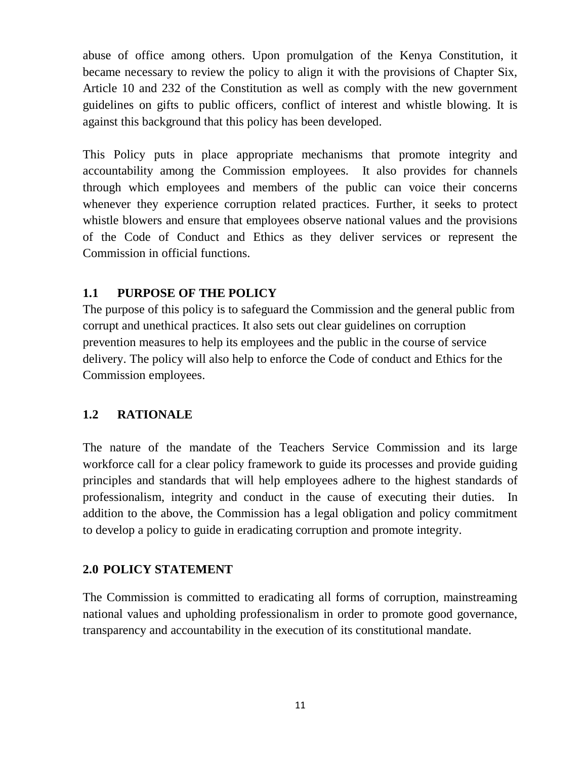abuse of office among others. Upon promulgation of the Kenya Constitution, it became necessary to review the policy to align it with the provisions of Chapter Six, Article 10 and 232 of the Constitution as well as comply with the new government guidelines on gifts to public officers, conflict of interest and whistle blowing. It is against this background that this policy has been developed.

This Policy puts in place appropriate mechanisms that promote integrity and accountability among the Commission employees. It also provides for channels through which employees and members of the public can voice their concerns whenever they experience corruption related practices. Further, it seeks to protect whistle blowers and ensure that employees observe national values and the provisions of the Code of Conduct and Ethics as they deliver services or represent the Commission in official functions.

### 1.1 PURPOSE OF THE POLICY

The purpose of this policy is to safeguard the Commission and the general public from corrupt and unethical practices. It also sets out clear guidelines on corruption prevention measures to help its employees and the public in the course of service delivery. The policy will also help to enforce the Code of conduct and Ethics for the Commission employees.

### 1.2 RATIONALE

The nature of the mandate of the Teachers Service Commission and its large workforce call for a clear policy framework to guide its processes and provide guiding principles and standards that will help employees adhere to the highest standards of professionalism, integrity and conduct in the cause of executing their duties. In addition to the above, the Commission has a legal obligation and policy commitment to develop a policy to guide in eradicating corruption and promote integrity.

## 2.0 POLICY STATEMENT

The Commission is committed to eradicating all forms of corruption, mainstreaming national values and upholding professionalism in order to promote good governance, transparency and accountability in the execution of its constitutional mandate.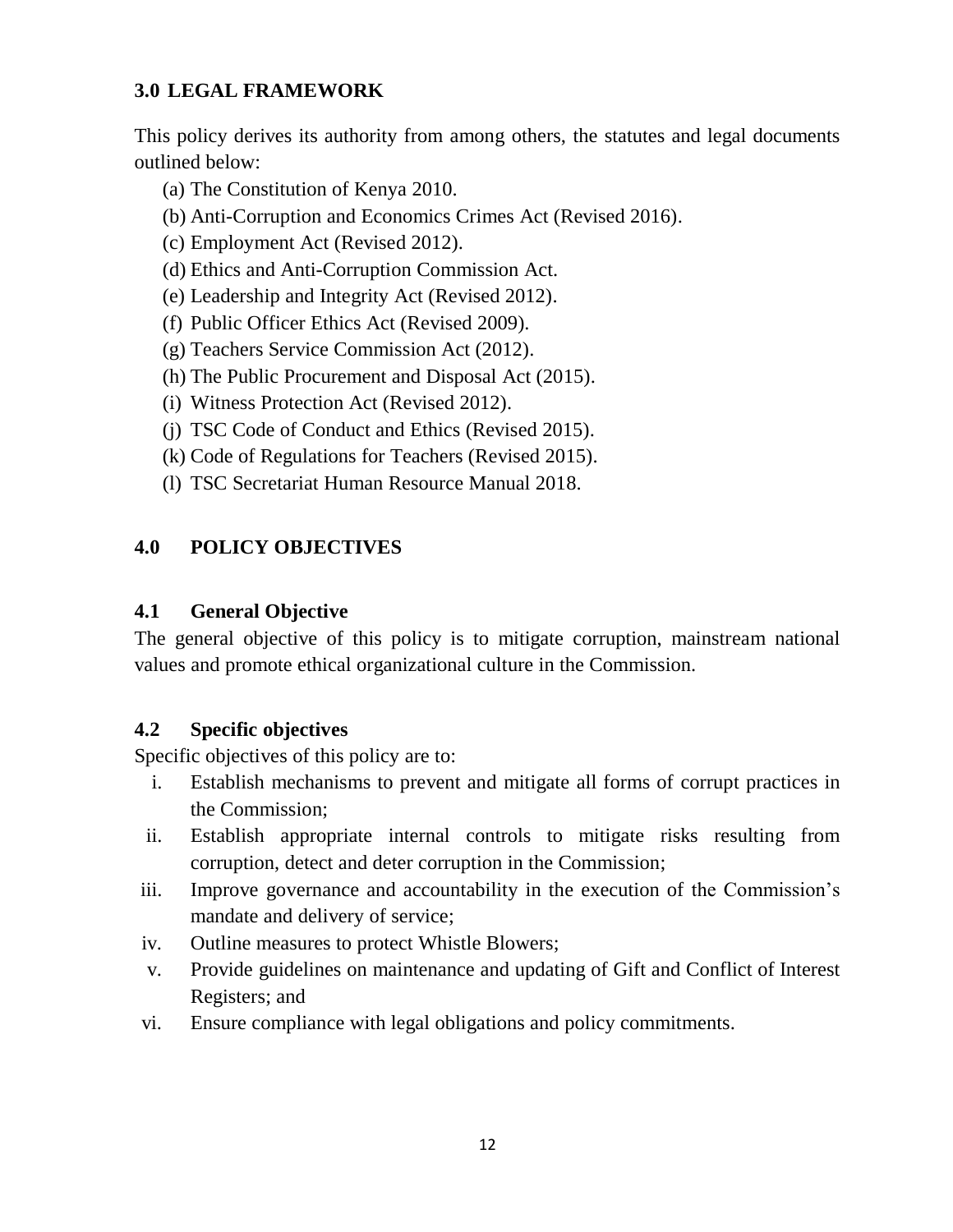## 3.0 LEGAL FRAMEWORK

This policy derives its authority from among others, the statutes and legal documents outlined below:

(a) The Constitution of Kenya 2010.
(b) Anti-Corruption and Economics Crimes Act (Revised 2016).
(c) Employment Act (Revised 2012).
(d) Ethics and Anti-Corruption Commission Act.
(e) Leadership and Integrity Act (Revised 2012).
(f) Public Officer Ethics Act (Revised 2009).
(g) Teachers Service Commission Act (2012).
(h) The Public Procurement and Disposal Act (2015).
(i) Witness Protection Act (Revised 2012).
(j) TSC Code of Conduct and Ethics (Revised 2015).
(k) Code of Regulations for Teachers (Revised 2015).
(l) TSC Secretariat Human Resource Manual 2018.

## 4.0 POLICY OBJECTIVES

### 4.1 General Objective

The general objective of this policy is to mitigate corruption, mainstream national values and promote ethical organizational culture in the Commission.

### 4.2 Specific objectives

Specific objectives of this policy are to:

i. Establish mechanisms to prevent and mitigate all forms of corrupt practices in the Commission;
ii. Establish appropriate internal controls to mitigate risks resulting from corruption, detect and deter corruption in the Commission;
iii. Improve governance and accountability in the execution of the Commission's mandate and delivery of service;
iv. Outline measures to protect Whistle Blowers;
v. Provide guidelines on maintenance and updating of Gift and Conflict of Interest Registers; and
vi. Ensure compliance with legal obligations and policy commitments.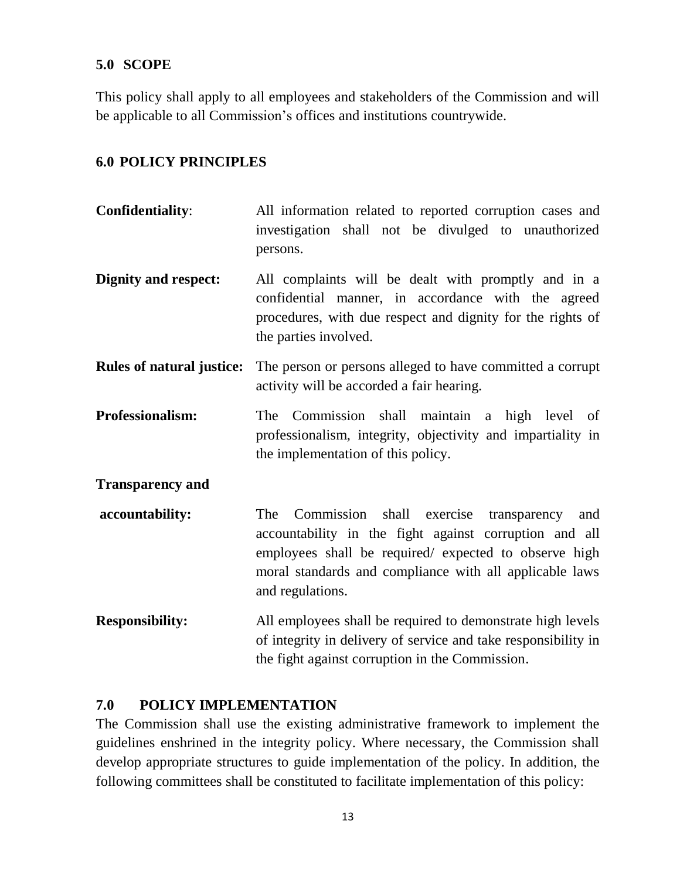## 5.0 SCOPE

This policy shall apply to all employees and stakeholders of the Commission and will be applicable to all Commission's offices and institutions countrywide.

## 6.0 POLICY PRINCIPLES

**Confidentiality**: All information related to reported corruption cases and investigation shall not be divulged to unauthorized persons.

**Dignity and respect:** All complaints will be dealt with promptly and in a confidential manner, in accordance with the agreed procedures, with due respect and dignity for the rights of the parties involved.

**Rules of natural justice:** The person or persons alleged to have committed a corrupt activity will be accorded a fair hearing.

**Professionalism:** The Commission shall maintain a high level of professionalism, integrity, objectivity and impartiality in the implementation of this policy.

**Transparency and accountability:** The Commission shall exercise transparency and accountability in the fight against corruption and all employees shall be required/ expected to observe high moral standards and compliance with all applicable laws and regulations.

**Responsibility:** All employees shall be required to demonstrate high levels of integrity in delivery of service and take responsibility in the fight against corruption in the Commission.

## 7.0 POLICY IMPLEMENTATION

The Commission shall use the existing administrative framework to implement the guidelines enshrined in the integrity policy. Where necessary, the Commission shall develop appropriate structures to guide implementation of the policy. In addition, the following committees shall be constituted to facilitate implementation of this policy: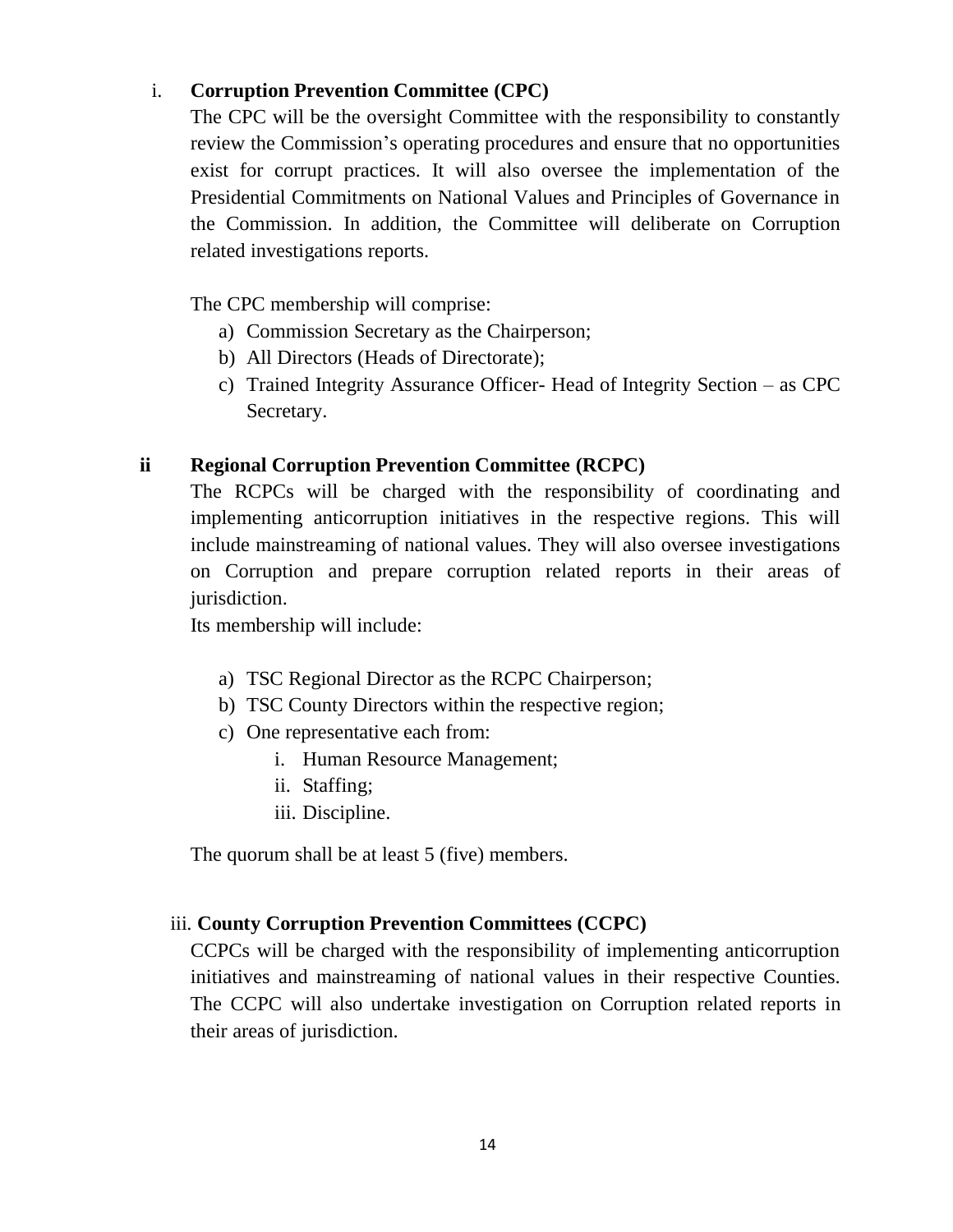i. **Corruption Prevention Committee (CPC)**

The CPC will be the oversight Committee with the responsibility to constantly review the Commission's operating procedures and ensure that no opportunities exist for corrupt practices. It will also oversee the implementation of the Presidential Commitments on National Values and Principles of Governance in the Commission. In addition, the Committee will deliberate on Corruption related investigations reports.

The CPC membership will comprise:

a) Commission Secretary as the Chairperson;
b) All Directors (Heads of Directorate);
c) Trained Integrity Assurance Officer- Head of Integrity Section – as CPC Secretary.

**ii Regional Corruption Prevention Committee (RCPC)**

The RCPCs will be charged with the responsibility of coordinating and implementing anticorruption initiatives in the respective regions. This will include mainstreaming of national values. They will also oversee investigations on Corruption and prepare corruption related reports in their areas of jurisdiction.

Its membership will include:

a) TSC Regional Director as the RCPC Chairperson;
b) TSC County Directors within the respective region;
c) One representative each from:
    i. Human Resource Management;
    ii. Staffing;
    iii. Discipline.

The quorum shall be at least 5 (five) members.

iii. **County Corruption Prevention Committees (CCPC)**

CCPCs will be charged with the responsibility of implementing anticorruption initiatives and mainstreaming of national values in their respective Counties. The CCPC will also undertake investigation on Corruption related reports in their areas of jurisdiction.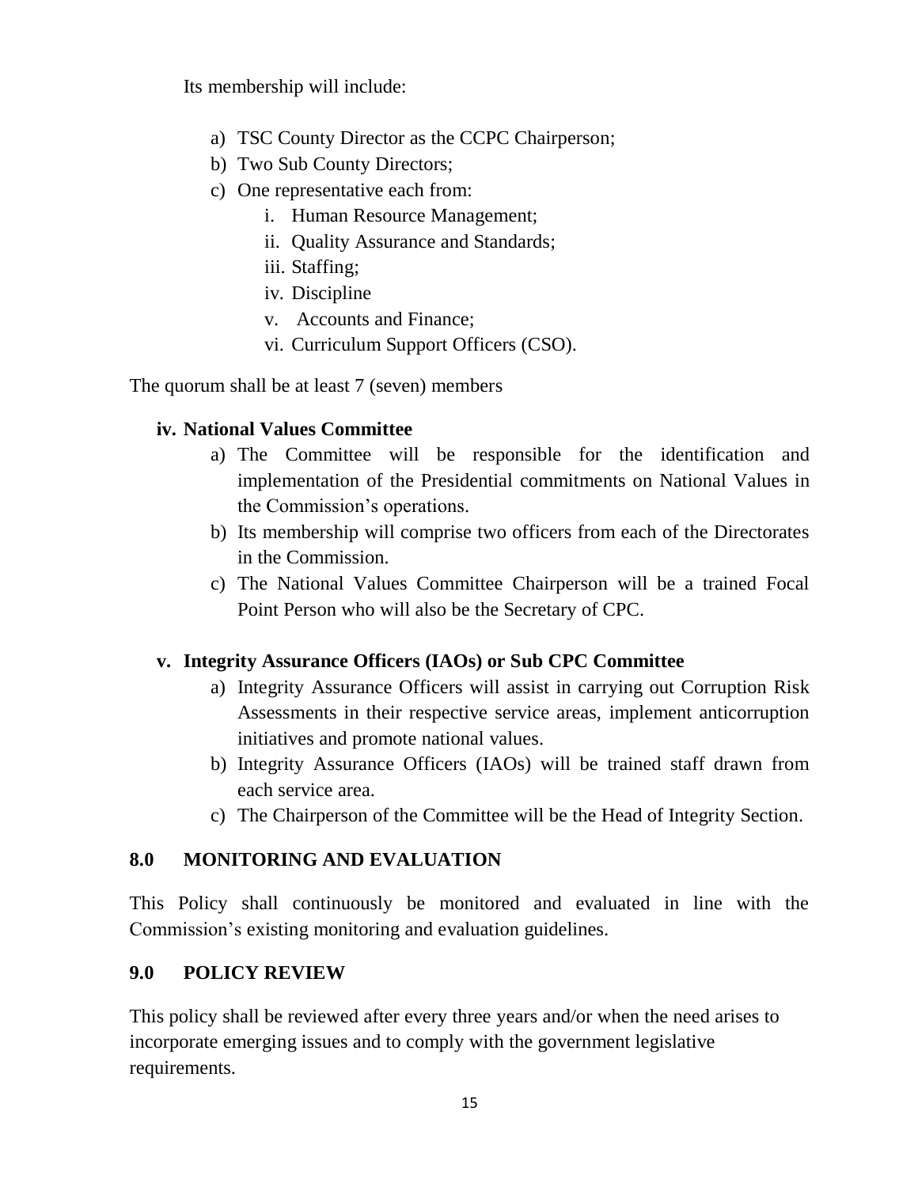Its membership will include:

a) TSC County Director as the CCPC Chairperson;
b) Two Sub County Directors;
c) One representative each from:
    i. Human Resource Management;
    ii. Quality Assurance and Standards;
    iii. Staffing;
    iv. Discipline
    v. Accounts and Finance;
    vi. Curriculum Support Officers (CSO).

The quorum shall be at least 7 (seven) members

**iv. National Values Committee**

a) The Committee will be responsible for the identification and implementation of the Presidential commitments on National Values in the Commission's operations.
b) Its membership will comprise two officers from each of the Directorates in the Commission.
c) The National Values Committee Chairperson will be a trained Focal Point Person who will also be the Secretary of CPC.

**v. Integrity Assurance Officers (IAOs) or Sub CPC Committee**

a) Integrity Assurance Officers will assist in carrying out Corruption Risk Assessments in their respective service areas, implement anticorruption initiatives and promote national values.
b) Integrity Assurance Officers (IAOs) will be trained staff drawn from each service area.
c) The Chairperson of the Committee will be the Head of Integrity Section.

## 8.0 MONITORING AND EVALUATION

This Policy shall continuously be monitored and evaluated in line with the Commission's existing monitoring and evaluation guidelines.

## 9.0 POLICY REVIEW

This policy shall be reviewed after every three years and/or when the need arises to incorporate emerging issues and to comply with the government legislative requirements.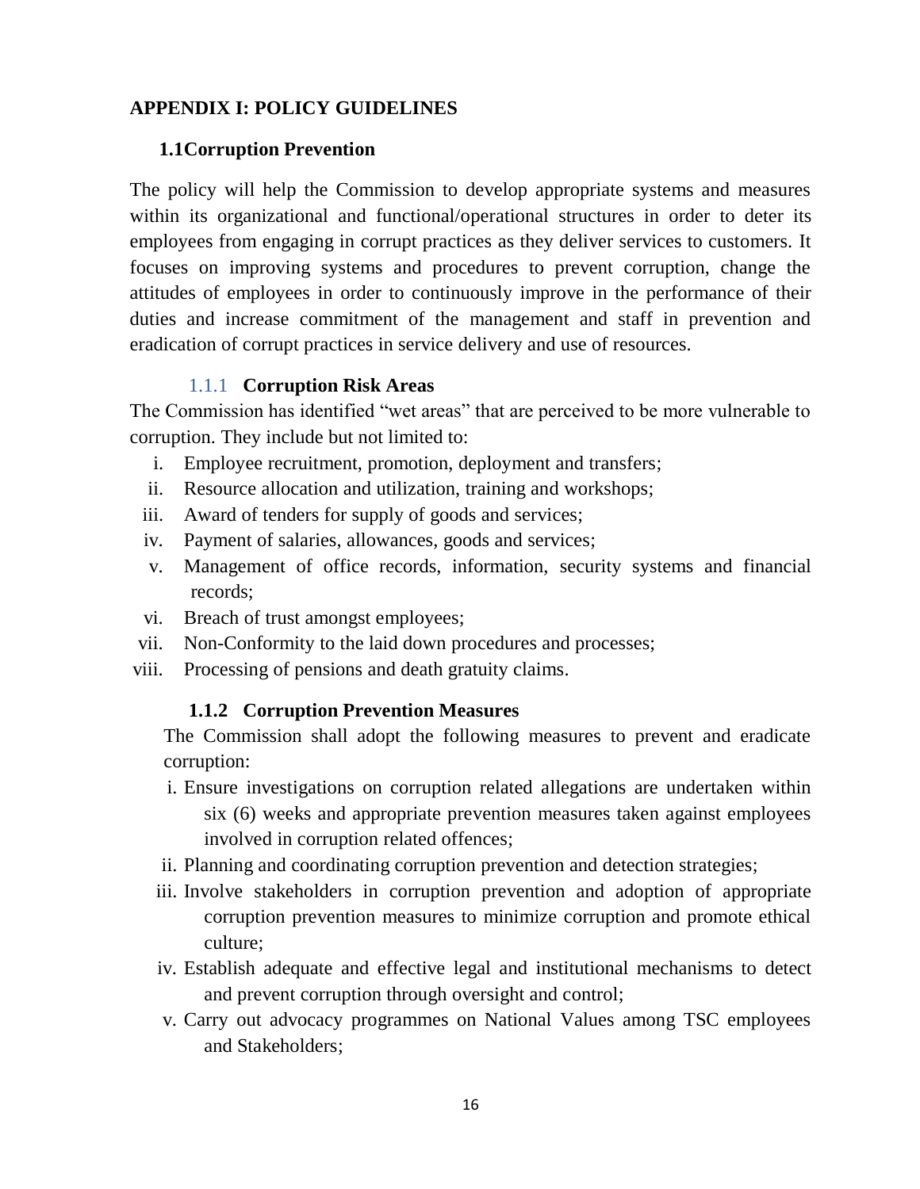## APPENDIX I: POLICY GUIDELINES

### 1.1Corruption Prevention

The policy will help the Commission to develop appropriate systems and measures within its organizational and functional/operational structures in order to deter its employees from engaging in corrupt practices as they deliver services to customers. It focuses on improving systems and procedures to prevent corruption, change the attitudes of employees in order to continuously improve in the performance of their duties and increase commitment of the management and staff in prevention and eradication of corrupt practices in service delivery and use of resources.

#### 1.1.1 Corruption Risk Areas

The Commission has identified "wet areas" that are perceived to be more vulnerable to corruption. They include but not limited to:

i. Employee recruitment, promotion, deployment and transfers;
ii. Resource allocation and utilization, training and workshops;
iii. Award of tenders for supply of goods and services;
iv. Payment of salaries, allowances, goods and services;
v. Management of office records, information, security systems and financial records;
vi. Breach of trust amongst employees;
vii. Non-Conformity to the laid down procedures and processes;
viii. Processing of pensions and death gratuity claims.

#### 1.1.2 Corruption Prevention Measures

The Commission shall adopt the following measures to prevent and eradicate corruption:

i. Ensure investigations on corruption related allegations are undertaken within six (6) weeks and appropriate prevention measures taken against employees involved in corruption related offences;
ii. Planning and coordinating corruption prevention and detection strategies;
iii. Involve stakeholders in corruption prevention and adoption of appropriate corruption prevention measures to minimize corruption and promote ethical culture;
iv. Establish adequate and effective legal and institutional mechanisms to detect and prevent corruption through oversight and control;
v. Carry out advocacy programmes on National Values among TSC employees and Stakeholders;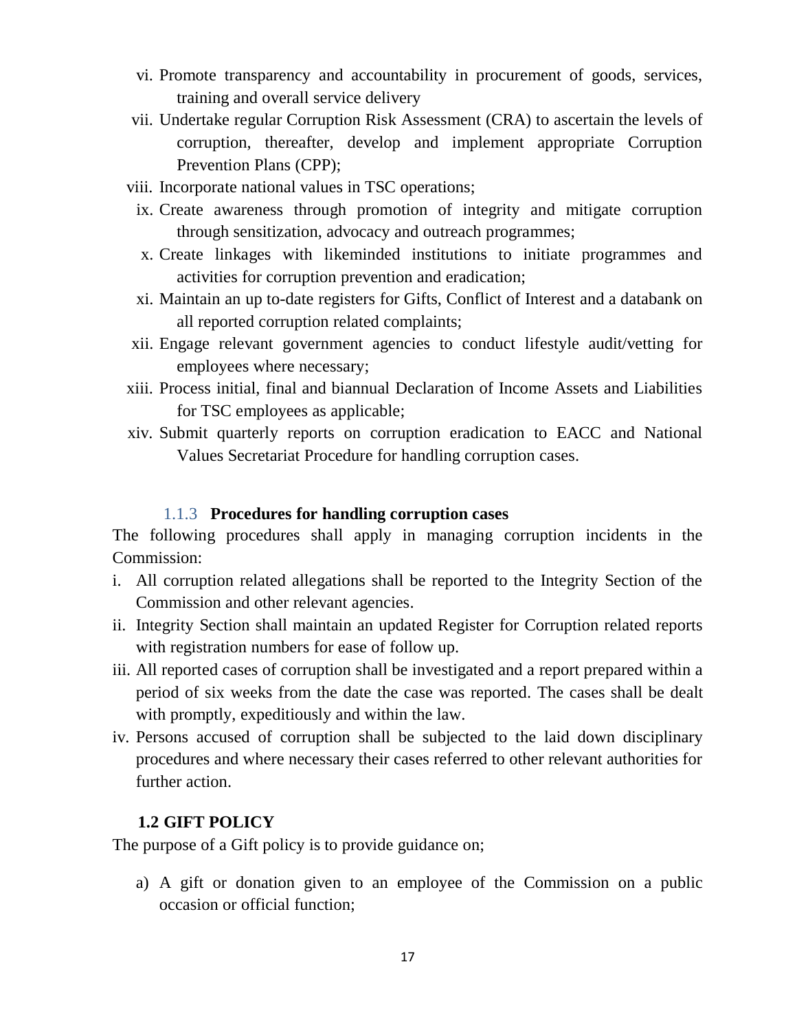vi. Promote transparency and accountability in procurement of goods, services, training and overall service delivery
vii. Undertake regular Corruption Risk Assessment (CRA) to ascertain the levels of corruption, thereafter, develop and implement appropriate Corruption Prevention Plans (CPP);
viii. Incorporate national values in TSC operations;
ix. Create awareness through promotion of integrity and mitigate corruption through sensitization, advocacy and outreach programmes;
x. Create linkages with likeminded institutions to initiate programmes and activities for corruption prevention and eradication;
xi. Maintain an up to-date registers for Gifts, Conflict of Interest and a databank on all reported corruption related complaints;
xii. Engage relevant government agencies to conduct lifestyle audit/vetting for employees where necessary;
xiii. Process initial, final and biannual Declaration of Income Assets and Liabilities for TSC employees as applicable;
xiv. Submit quarterly reports on corruption eradication to EACC and National Values Secretariat Procedure for handling corruption cases.

#### 1.1.3 **Procedures for handling corruption cases**

The following procedures shall apply in managing corruption incidents in the Commission:

i. All corruption related allegations shall be reported to the Integrity Section of the Commission and other relevant agencies.
ii. Integrity Section shall maintain an updated Register for Corruption related reports with registration numbers for ease of follow up.
iii. All reported cases of corruption shall be investigated and a report prepared within a period of six weeks from the date the case was reported. The cases shall be dealt with promptly, expeditiously and within the law.
iv. Persons accused of corruption shall be subjected to the laid down disciplinary procedures and where necessary their cases referred to other relevant authorities for further action.

### 1.2 GIFT POLICY

The purpose of a Gift policy is to provide guidance on;

a) A gift or donation given to an employee of the Commission on a public occasion or official function;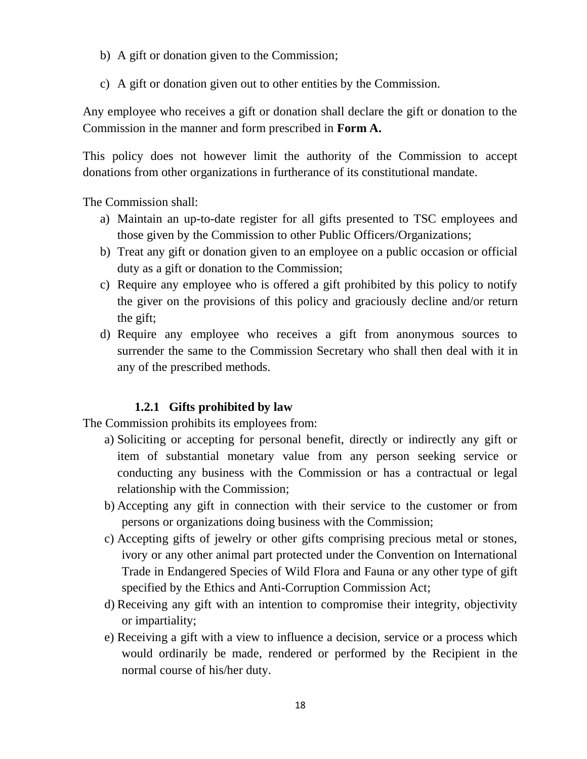b) A gift or donation given to the Commission;

c) A gift or donation given out to other entities by the Commission.

Any employee who receives a gift or donation shall declare the gift or donation to the Commission in the manner and form prescribed in **Form A.**

This policy does not however limit the authority of the Commission to accept donations from other organizations in furtherance of its constitutional mandate.

The Commission shall:

a) Maintain an up-to-date register for all gifts presented to TSC employees and those given by the Commission to other Public Officers/Organizations;
b) Treat any gift or donation given to an employee on a public occasion or official duty as a gift or donation to the Commission;
c) Require any employee who is offered a gift prohibited by this policy to notify the giver on the provisions of this policy and graciously decline and/or return the gift;
d) Require any employee who receives a gift from anonymous sources to surrender the same to the Commission Secretary who shall then deal with it in any of the prescribed methods.

#### 1.2.1 Gifts prohibited by law

The Commission prohibits its employees from:

a) Soliciting or accepting for personal benefit, directly or indirectly any gift or item of substantial monetary value from any person seeking service or conducting any business with the Commission or has a contractual or legal relationship with the Commission;
b) Accepting any gift in connection with their service to the customer or from persons or organizations doing business with the Commission;
c) Accepting gifts of jewelry or other gifts comprising precious metal or stones, ivory or any other animal part protected under the Convention on International Trade in Endangered Species of Wild Flora and Fauna or any other type of gift specified by the Ethics and Anti-Corruption Commission Act;
d) Receiving any gift with an intention to compromise their integrity, objectivity or impartiality;
e) Receiving a gift with a view to influence a decision, service or a process which would ordinarily be made, rendered or performed by the Recipient in the normal course of his/her duty.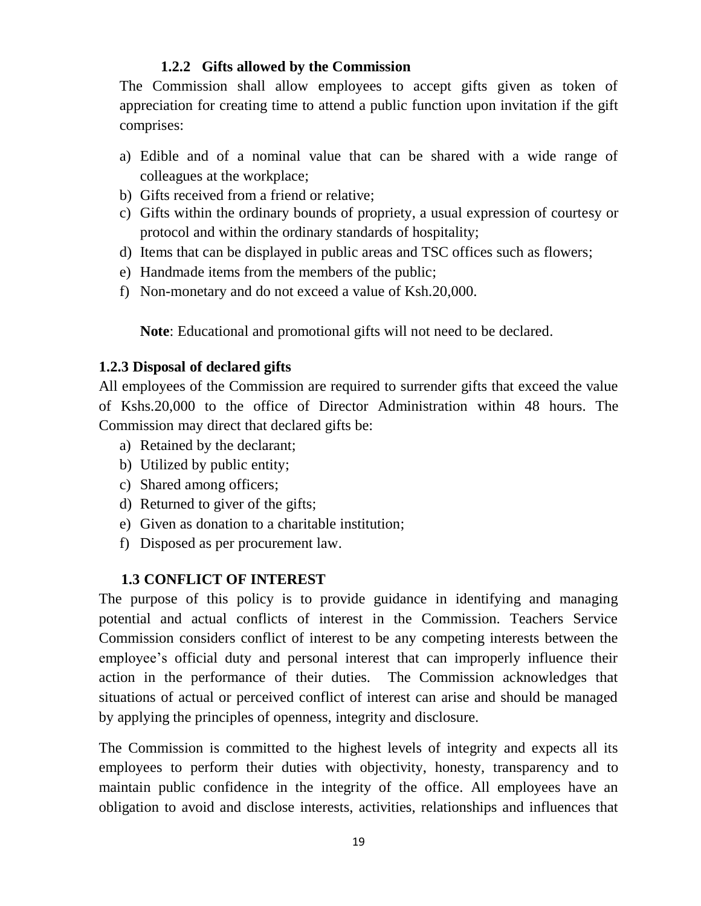### 1.2.2 Gifts allowed by the Commission

The Commission shall allow employees to accept gifts given as token of appreciation for creating time to attend a public function upon invitation if the gift comprises:

a) Edible and of a nominal value that can be shared with a wide range of colleagues at the workplace;
b) Gifts received from a friend or relative;
c) Gifts within the ordinary bounds of propriety, a usual expression of courtesy or protocol and within the ordinary standards of hospitality;
d) Items that can be displayed in public areas and TSC offices such as flowers;
e) Handmade items from the members of the public;
f) Non-monetary and do not exceed a value of Ksh.20,000.

**Note**: Educational and promotional gifts will not need to be declared.

### 1.2.3 Disposal of declared gifts

All employees of the Commission are required to surrender gifts that exceed the value of Kshs.20,000 to the office of Director Administration within 48 hours. The Commission may direct that declared gifts be:

a) Retained by the declarant;
b) Utilized by public entity;
c) Shared among officers;
d) Returned to giver of the gifts;
e) Given as donation to a charitable institution;
f) Disposed as per procurement law.

## 1.3 CONFLICT OF INTEREST

The purpose of this policy is to provide guidance in identifying and managing potential and actual conflicts of interest in the Commission. Teachers Service Commission considers conflict of interest to be any competing interests between the employee's official duty and personal interest that can improperly influence their action in the performance of their duties. The Commission acknowledges that situations of actual or perceived conflict of interest can arise and should be managed by applying the principles of openness, integrity and disclosure.

The Commission is committed to the highest levels of integrity and expects all its employees to perform their duties with objectivity, honesty, transparency and to maintain public confidence in the integrity of the office. All employees have an obligation to avoid and disclose interests, activities, relationships and influences that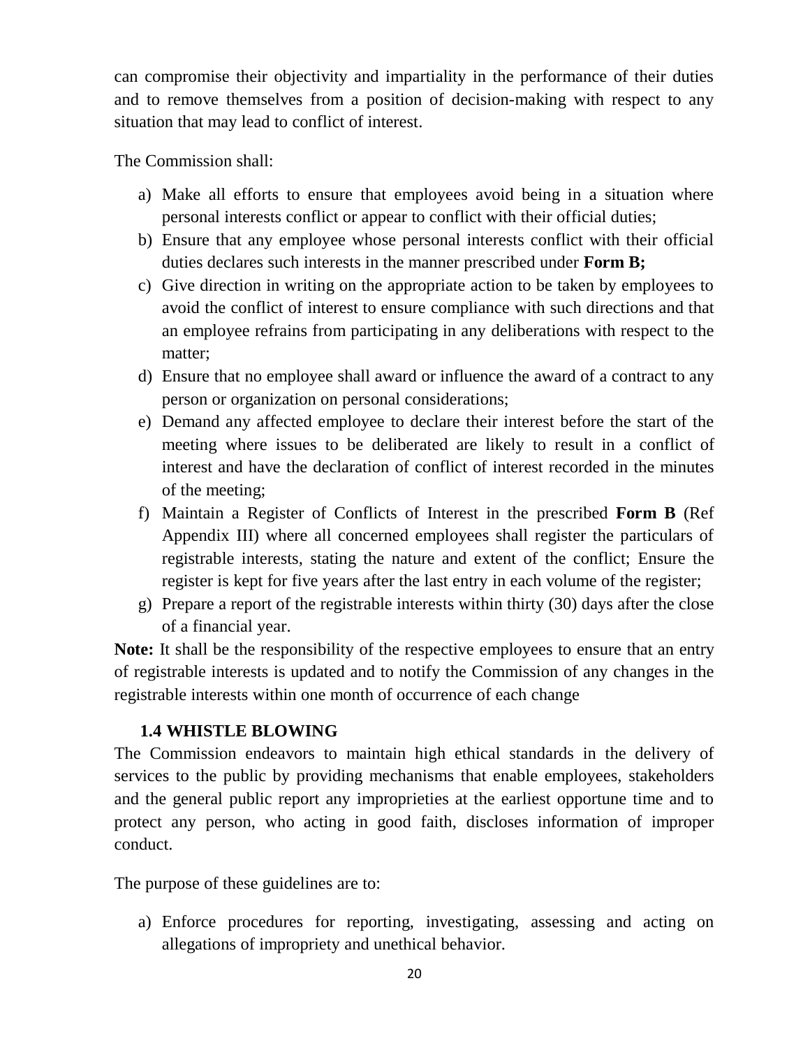can compromise their objectivity and impartiality in the performance of their duties and to remove themselves from a position of decision-making with respect to any situation that may lead to conflict of interest.

The Commission shall:

a) Make all efforts to ensure that employees avoid being in a situation where personal interests conflict or appear to conflict with their official duties;
b) Ensure that any employee whose personal interests conflict with their official duties declares such interests in the manner prescribed under **Form B;**
c) Give direction in writing on the appropriate action to be taken by employees to avoid the conflict of interest to ensure compliance with such directions and that an employee refrains from participating in any deliberations with respect to the matter;
d) Ensure that no employee shall award or influence the award of a contract to any person or organization on personal considerations;
e) Demand any affected employee to declare their interest before the start of the meeting where issues to be deliberated are likely to result in a conflict of interest and have the declaration of conflict of interest recorded in the minutes of the meeting;
f) Maintain a Register of Conflicts of Interest in the prescribed **Form B** (Ref Appendix III) where all concerned employees shall register the particulars of registrable interests, stating the nature and extent of the conflict; Ensure the register is kept for five years after the last entry in each volume of the register;
g) Prepare a report of the registrable interests within thirty (30) days after the close of a financial year.

**Note:** It shall be the responsibility of the respective employees to ensure that an entry of registrable interests is updated and to notify the Commission of any changes in the registrable interests within one month of occurrence of each change

### 1.4 WHISTLE BLOWING

The Commission endeavors to maintain high ethical standards in the delivery of services to the public by providing mechanisms that enable employees, stakeholders and the general public report any improprieties at the earliest opportune time and to protect any person, who acting in good faith, discloses information of improper conduct.

The purpose of these guidelines are to:

a) Enforce procedures for reporting, investigating, assessing and acting on allegations of impropriety and unethical behavior.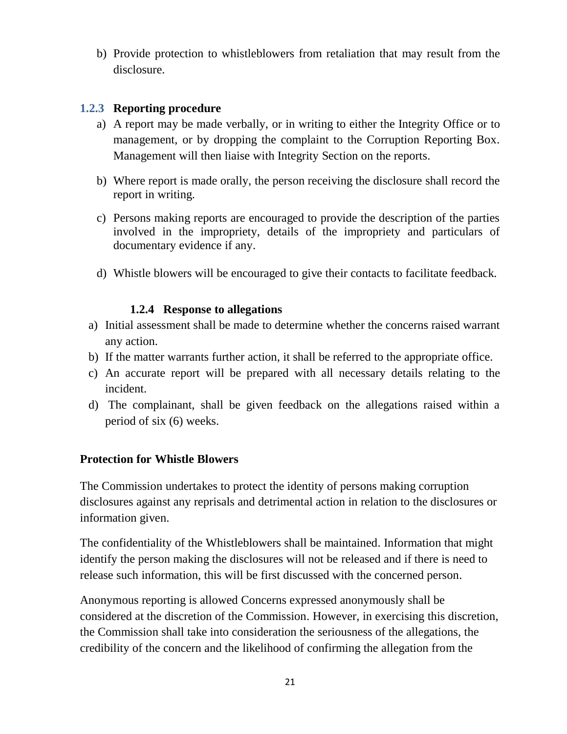b) Provide protection to whistleblowers from retaliation that may result from the disclosure.

### 1.2.3 Reporting procedure

a) A report may be made verbally, or in writing to either the Integrity Office or to management, or by dropping the complaint to the Corruption Reporting Box. Management will then liaise with Integrity Section on the reports.

b) Where report is made orally, the person receiving the disclosure shall record the report in writing.

c) Persons making reports are encouraged to provide the description of the parties involved in the impropriety, details of the impropriety and particulars of documentary evidence if any.

d) Whistle blowers will be encouraged to give their contacts to facilitate feedback.

### 1.2.4 Response to allegations

a) Initial assessment shall be made to determine whether the concerns raised warrant any action.
b) If the matter warrants further action, it shall be referred to the appropriate office.
c) An accurate report will be prepared with all necessary details relating to the incident.
d) The complainant, shall be given feedback on the allegations raised within a period of six (6) weeks.

**Protection for Whistle Blowers**

The Commission undertakes to protect the identity of persons making corruption disclosures against any reprisals and detrimental action in relation to the disclosures or information given.

The confidentiality of the Whistleblowers shall be maintained. Information that might identify the person making the disclosures will not be released and if there is need to release such information, this will be first discussed with the concerned person.

Anonymous reporting is allowed Concerns expressed anonymously shall be considered at the discretion of the Commission. However, in exercising this discretion, the Commission shall take into consideration the seriousness of the allegations, the credibility of the concern and the likelihood of confirming the allegation from the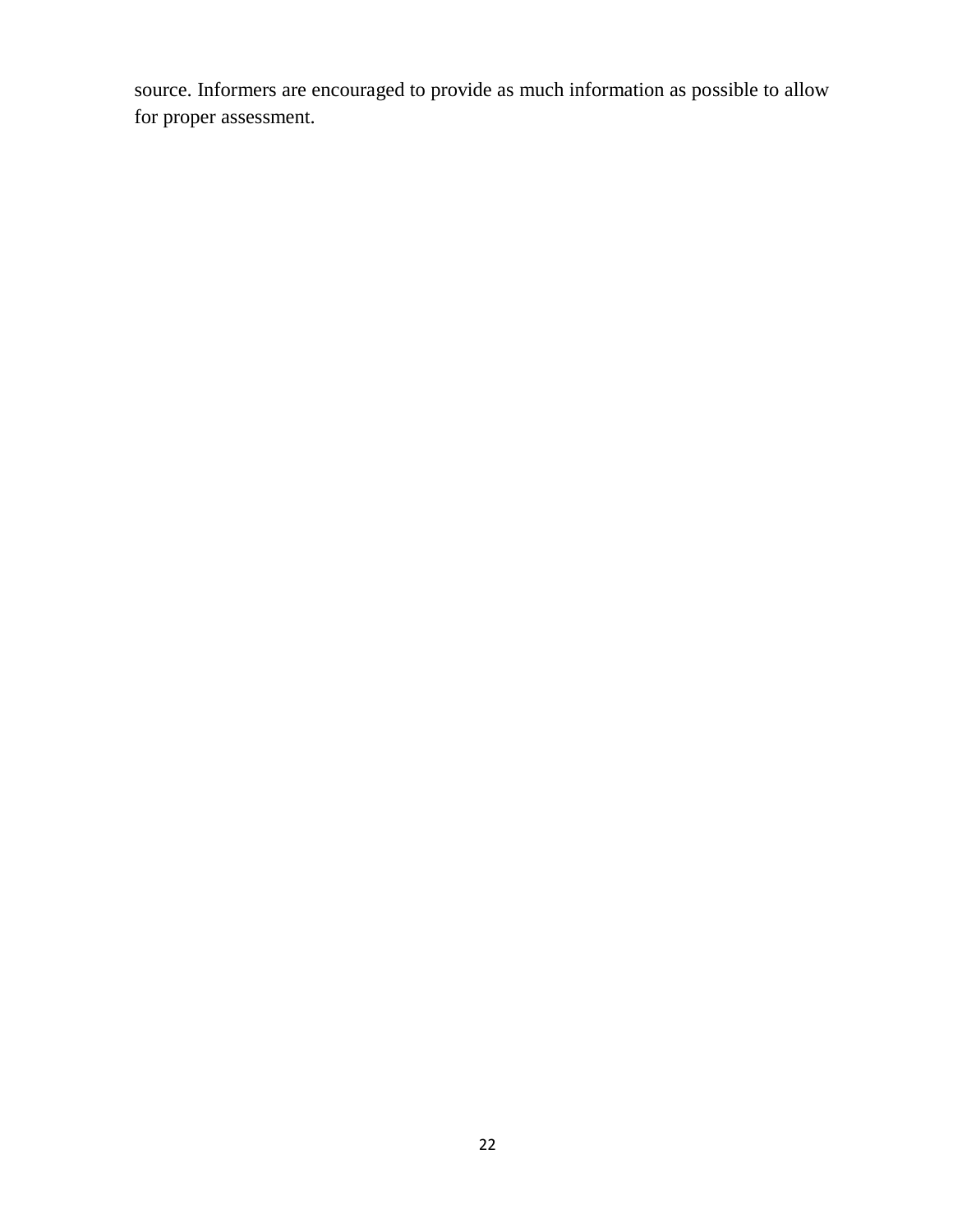source. Informers are encouraged to provide as much information as possible to allow for proper assessment.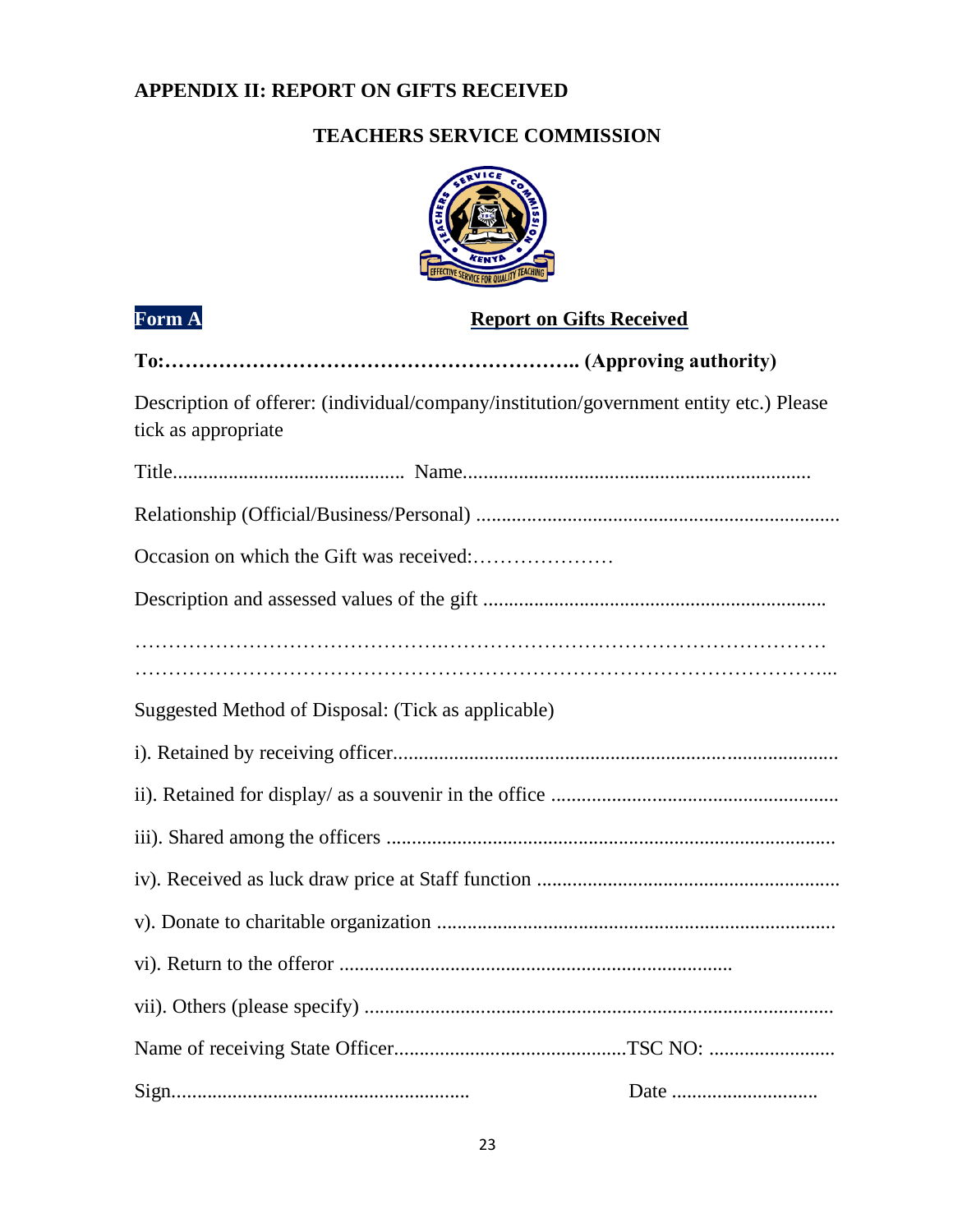## APPENDIX II: REPORT ON GIFTS RECEIVED

### TEACHERS SERVICE COMMISSION

**Form A** **Report on Gifts Received**

**To:………………………………………………….. (Approving authority)**

Description of offerer: (individual/company/institution/government entity etc.) Please tick as appropriate

Title............................................ Name...................................................................

Relationship (Official/Business/Personal) .......................................................................

Occasion on which the Gift was received:…………………

Description and assessed values of the gift ..................................................................

…………………………………………………………………………………………
…………………………………………………………………………………………...

Suggested Method of Disposal: (Tick as applicable)

i). Retained by receiving officer.......................................................................................

ii). Retained for display/ as a souvenir in the office .......................................................

iii). Shared among the officers .......................................................................................

iv). Received as luck draw price at Staff function ...........................................................

v). Donate to charitable organization ..............................................................................

vi). Return to the offeror ............................................................................

vii). Others (please specify) ............................................................................................

Name of receiving State Officer.............................................TSC NO: ........................

Sign......................................................... Date ............................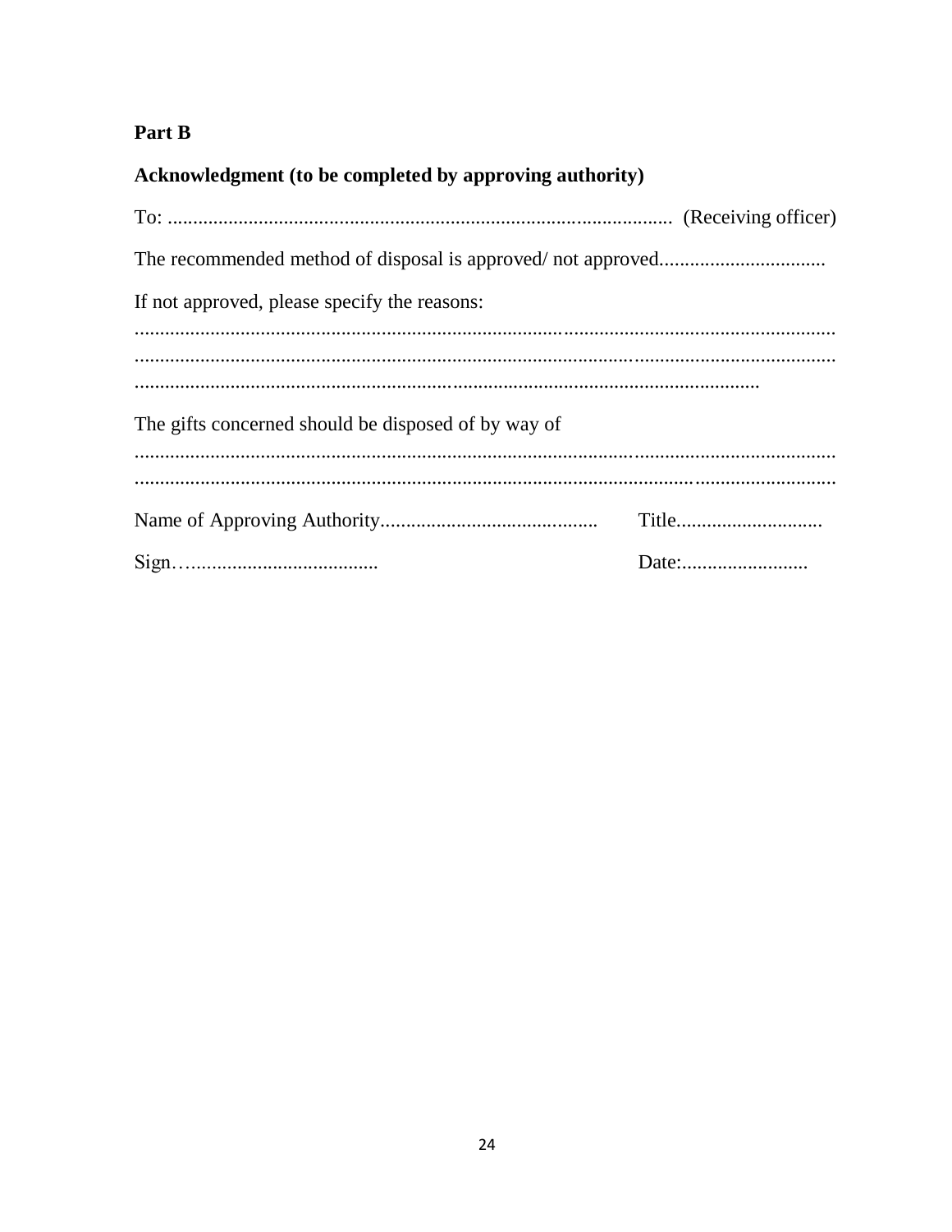**Part B**

**Acknowledgment (to be completed by approving authority)**

To: .................................................................................................. (Receiving officer)

The recommended method of disposal is approved/ not approved.................................

If not approved, please specify the reasons:
...........................................................................................................................................
...........................................................................................................................................
............................................................................................................................

The gifts concerned should be disposed of by way of
...........................................................................................................................................
...........................................................................................................................................

Name of Approving Authority........................................... Title.............................

Sign…..................................... Date:.........................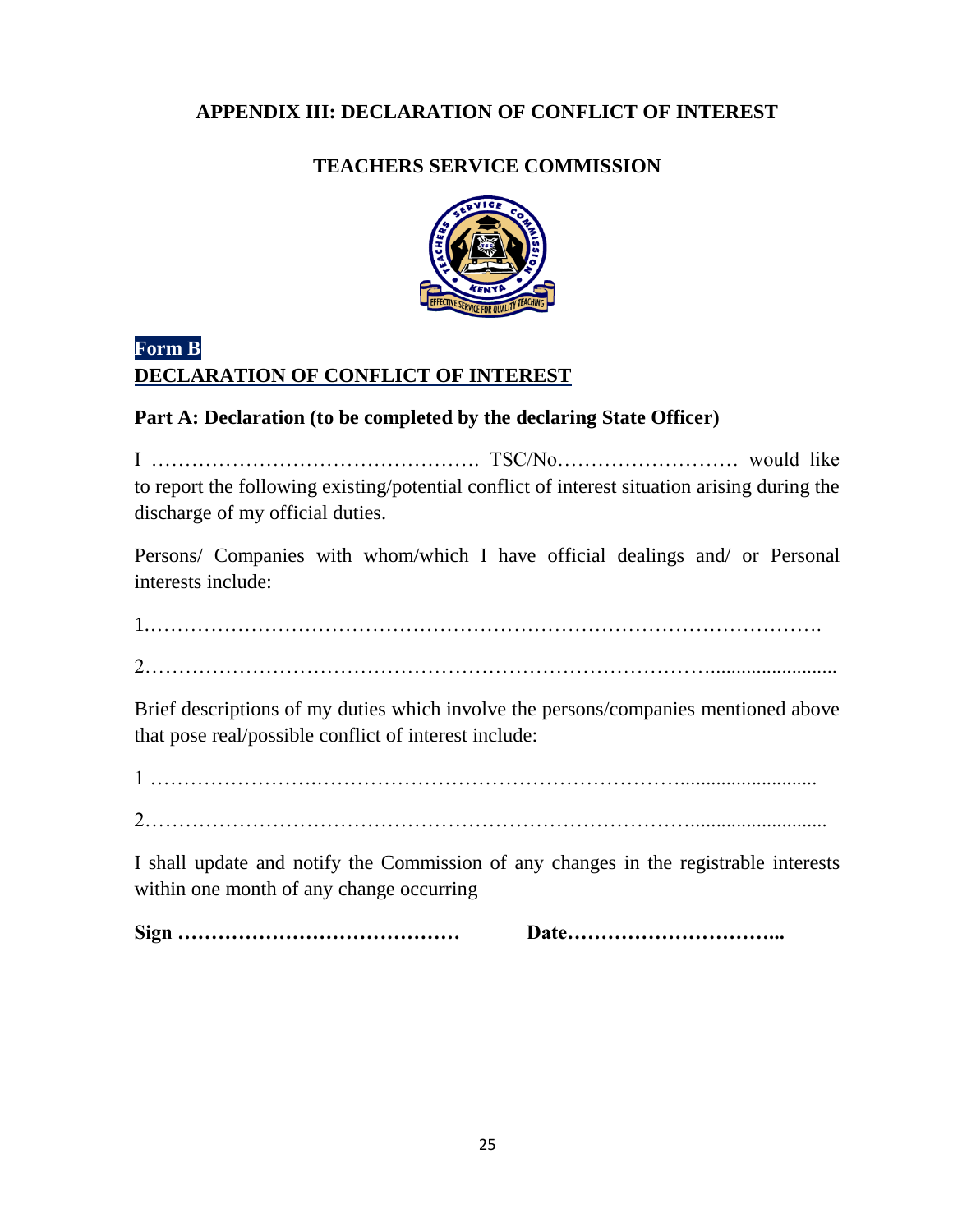## APPENDIX III: DECLARATION OF CONFLICT OF INTEREST

## TEACHERS SERVICE COMMISSION

**Form B**

**DECLARATION OF CONFLICT OF INTEREST**

**Part A: Declaration (to be completed by the declaring State Officer)**

I …………………………………………. TSC/No……………………… would like to report the following existing/potential conflict of interest situation arising during the discharge of my official duties.

Persons/ Companies with whom/which I have official dealings and/ or Personal interests include:

1.…………………………………………………………………………………….

2……………………………………………………………………….........................

Brief descriptions of my duties which involve the persons/companies mentioned above that pose real/possible conflict of interest include:

1 …………………….……………………………………………..........................

2……………………………………………………………………..........................

I shall update and notify the Commission of any changes in the registrable interests within one month of any change occurring

**Sign ……………………………………** **Date…………………………...**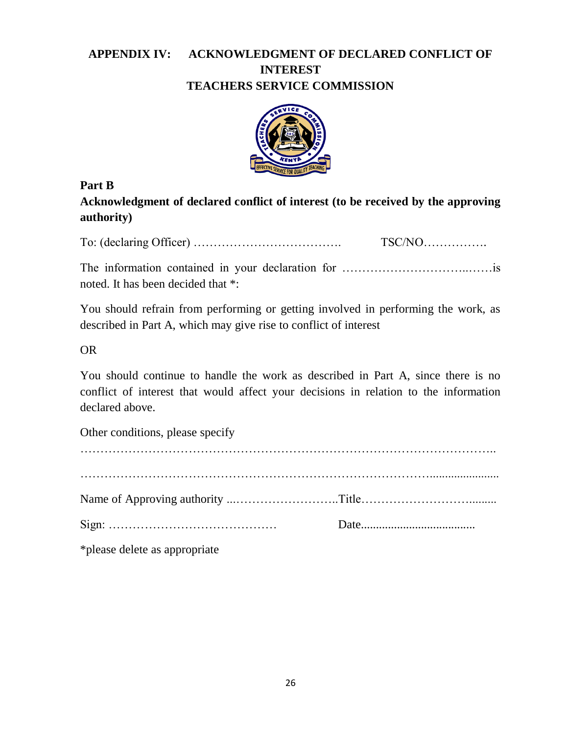## APPENDIX IV: ACKNOWLEDGMENT OF DECLARED CONFLICT OF INTEREST

## TEACHERS SERVICE COMMISSION

**Part B**

**Acknowledgment of declared conflict of interest (to be received by the approving authority)**

To: (declaring Officer) ………………………………. TSC/NO…………….

The information contained in your declaration for …………………………..……is noted. It has been decided that *:

You should refrain from performing or getting involved in performing the work, as described in Part A, which may give rise to conflict of interest

OR

You should continue to handle the work as described in Part A, since there is no conflict of interest that would affect your decisions in relation to the information declared above.

Other conditions, please specify

………………………………………………………………………………………..

…………………………………………………………………………......................

Name of Approving authority ...……………………..Title………………………........

Sign: …………………………………… Date......................................

*please delete as appropriate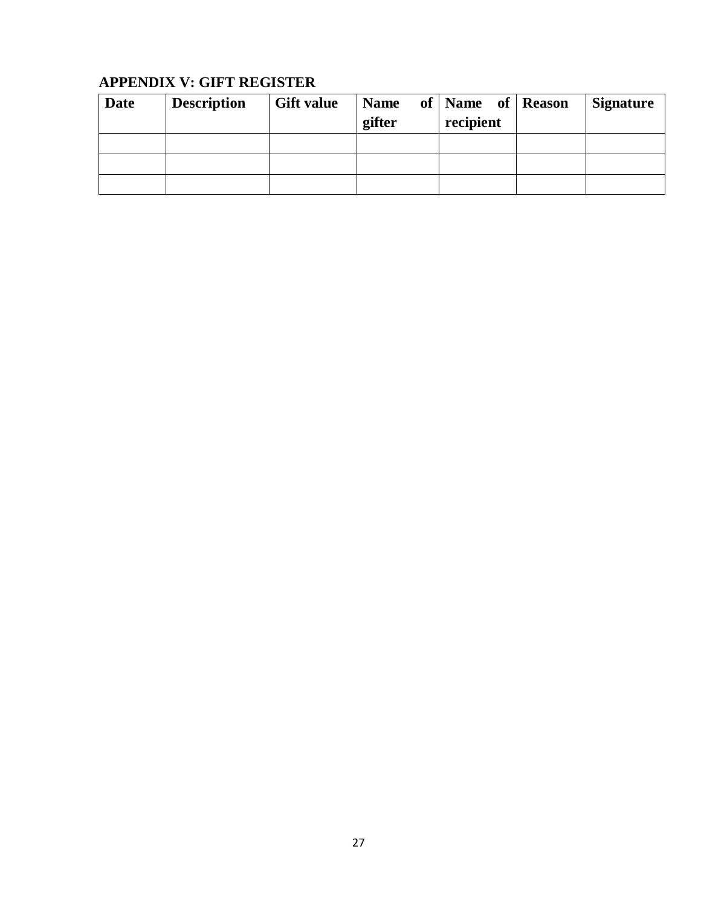**APPENDIX V: GIFT REGISTER**

| Date | Description | Gift value | Name of gifter | Name of recipient | Reason | Signature |
|---|---|---|---|---|---|---|
| | | | | | | |
| | | | | | | |
| | | | | | | |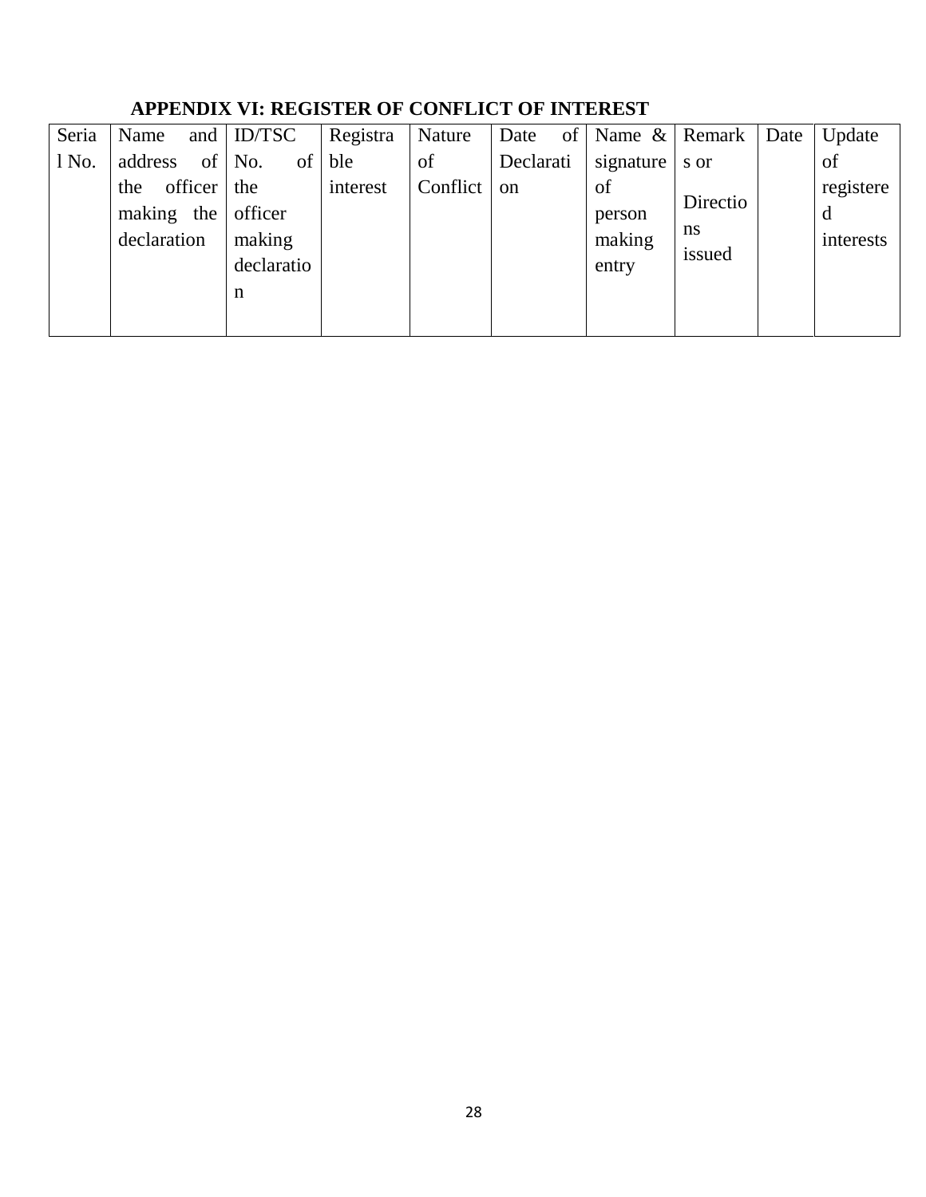## APPENDIX VI: REGISTER OF CONFLICT OF INTEREST

| Serial No. | Name and address of the officer making the declaration | ID/TSC No. of the officer making declaration | Registrable interest | Nature of Conflict | Date of Declaration | Name & signature of person making entry | Remarks or Directions issued | Date | Update of registered interests |
|---|---|---|---|---|---|---|---|---|---|
| | | | | | | | | | |